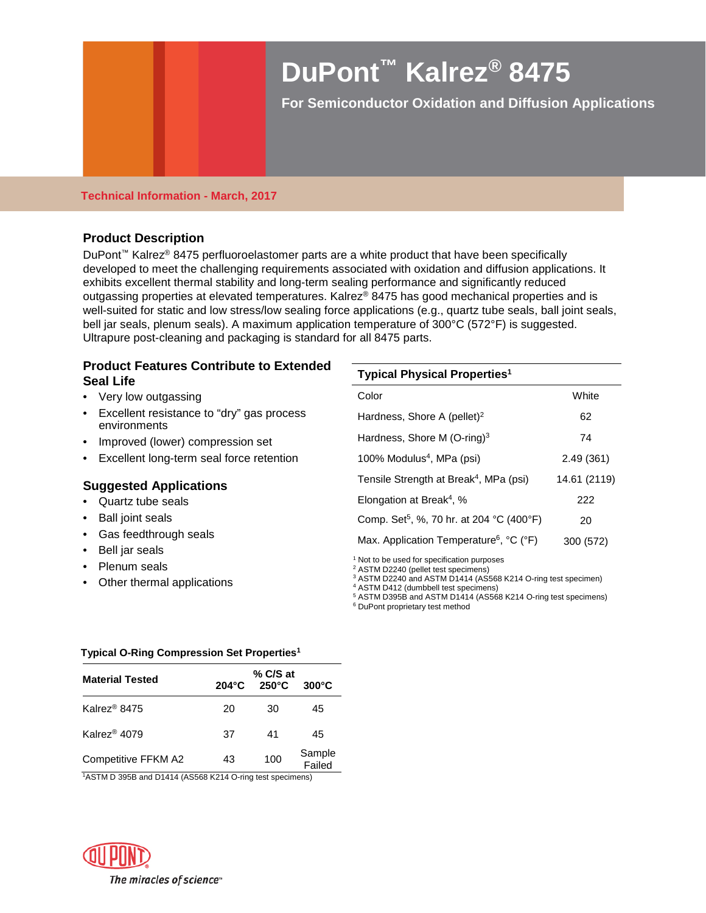# DuPont™ Kalrez® 8475

**For Semiconductor Oxidation and Diffusion Applications**

**Technical Information - March, 2017**

## Product Description

DuPont™ Kalrez® 8475 perfluoroelastomer parts are a white product that have been specifically developed to meet the challenging requirements associated with oxidation and diffusion applications. It exhibits excellent thermal stability and long-term sealing performance and significantly reduced outgassing properties at elevated temperatures. Kalrez® 8475 has good mechanical properties and is well-suited for static and low stress/low sealing force applications (e.g., quartz tube seals, ball joint seals, bell jar seals, plenum seals). A maximum application temperature of 300°C (572°F) is suggested. Ultrapure post-cleaning and packaging is standard for all 8475 parts.

## Product Features Contribute to Extended Seal Life

- Very low outgassing
- Excellent resistance to "dry" gas process environments
- Improved (lower) compression set
- Excellent long-term seal force retention

## Suggested Applications

- Quartz tube seals
- Ball joint seals
- Gas feedthrough seals
- Bell jar seals
- Plenum seals
- Other thermal applications

### Typical Physical Properties[1]

| Property | Value |
|---|---|
| Color | White |
| Hardness, Shore A (pellet)[2] | 62 |
| Hardness, Shore M (O-ring)[3] | 74 |
| 100% Modulus[4], MPa (psi) | 2.49 (361) |
| Tensile Strength at Break[4], MPa (psi) | 14.61 (2119) |
| Elongation at Break[4], % | 222 |
| Comp. Set[5], %, 70 hr. at 204 °C (400°F) | 20 |
| Max. Application Temperature[6], °C (°F) | 300 (572) |

[1] Not to be used for specification purposes
[2] ASTM D2240 (pellet test specimens)
[3] ASTM D2240 and ASTM D1414 (AS568 K214 O-ring test specimen)
[4] ASTM D412 (dumbbell test specimens)
[5] ASTM D395B and ASTM D1414 (AS568 K214 O-ring test specimens)
[6] DuPont proprietary test method

### Typical O-Ring Compression Set Properties[1]

| Material Tested | % C/S at 204°C | 250°C | 300°C |
|---|---|---|---|
| Kalrez® 8475 | 20 | 30 | 45 |
| Kalrez® 4079 | 37 | 41 | 45 |
| Competitive FFKM A2 | 43 | 100 | Sample Failed |

[1]ASTM D 395B and D1414 (AS568 K214 O-ring test specimens)

DUPONT
*The miracles of science™*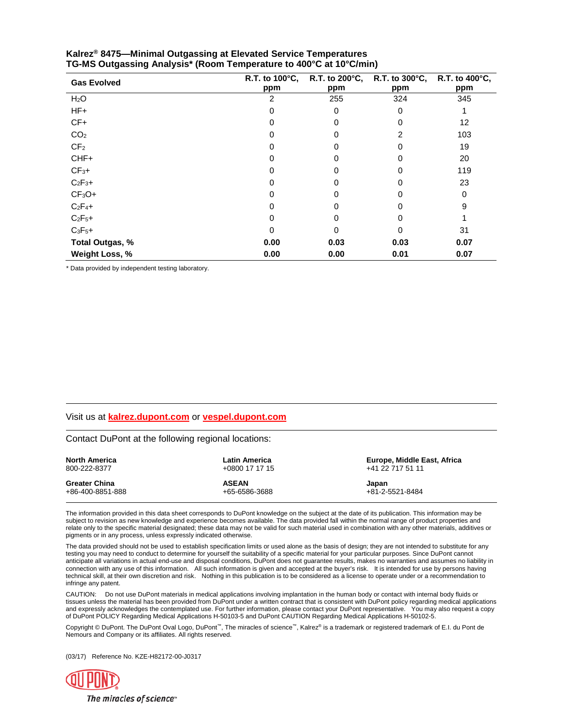## Kalrez® 8475—Minimal Outgassing at Elevated Service Temperatures
## TG-MS Outgassing Analysis* (Room Temperature to 400°C at 10°C/min)

| Gas Evolved | R.T. to 100°C, ppm | R.T. to 200°C, ppm | R.T. to 300°C, ppm | R.T. to 400°C, ppm |
|---|---|---|---|---|
| $H_2O$ | 2 | 255 | 324 | 345 |
| $HF^+$ | 0 | 0 | 0 | 1 |
| $CF^+$ | 0 | 0 | 0 | 12 |
| $CO_2$ | 0 | 0 | 2 | 103 |
| $CF_2$ | 0 | 0 | 0 | 19 |
| $CHF^+$ | 0 | 0 | 0 | 20 |
| $CF_3^+$ | 0 | 0 | 0 | 119 |
| $C_2F_3^+$ | 0 | 0 | 0 | 23 |
| $CF_3O^+$ | 0 | 0 | 0 | 0 |
| $C_2F_4^+$ | 0 | 0 | 0 | 9 |
| $C_2F_5^+$ | 0 | 0 | 0 | 1 |
| $C_3F_5^+$ | 0 | 0 | 0 | 31 |
| **Total Outgas, %** | **0.00** | **0.03** | **0.03** | **0.07** |
| **Weight Loss, %** | **0.00** | **0.00** | **0.01** | **0.07** |

* Data provided by independent testing laboratory.

Visit us at **kalrez.dupont.com** or **vespel.dupont.com**

Contact DuPont at the following regional locations:

**North America**
800-222-8377

**Latin America**
+0800 17 17 15

**Europe, Middle East, Africa**
+41 22 717 51 11

**Greater China**
+86-400-8851-888

**ASEAN**
+65-6586-3688

**Japan**
+81-2-5521-8484

The information provided in this data sheet corresponds to DuPont knowledge on the subject at the date of its publication. This information may be subject to revision as new knowledge and experience becomes available. The data provided fall within the normal range of product properties and relate only to the specific material designated; these data may not be valid for such material used in combination with any other materials, additives or pigments or in any process, unless expressly indicated otherwise.

The data provided should not be used to establish specification limits or used alone as the basis of design; they are not intended to substitute for any testing you may need to conduct to determine for yourself the suitability of a specific material for your particular purposes. Since DuPont cannot anticipate all variations in actual end-use and disposal conditions, DuPont does not guarantee results, makes no warranties and assumes no liability in connection with any use of this information. All such information is given and accepted at the buyer's risk. It is intended for use by persons having technical skill, at their own discretion and risk. Nothing in this publication is to be considered as a license to operate under or a recommendation to infringe any patent.

CAUTION: Do not use DuPont materials in medical applications involving implantation in the human body or contact with internal body fluids or tissues unless the material has been provided from DuPont under a written contract that is consistent with DuPont policy regarding medical applications and expressly acknowledges the contemplated use. For further information, please contact your DuPont representative. You may also request a copy of DuPont POLICY Regarding Medical Applications H-50103-5 and DuPont CAUTION Regarding Medical Applications H-50102-5.

Copyright © DuPont. The DuPont Oval Logo, DuPont™, The miracles of science™, Kalrez® is a trademark or registered trademark of E.I. du Pont de Nemours and Company or its affiliates. All rights reserved.

(03/17) Reference No. KZE-H82172-00-J0317

DUPONT®

*The miracles of science™*